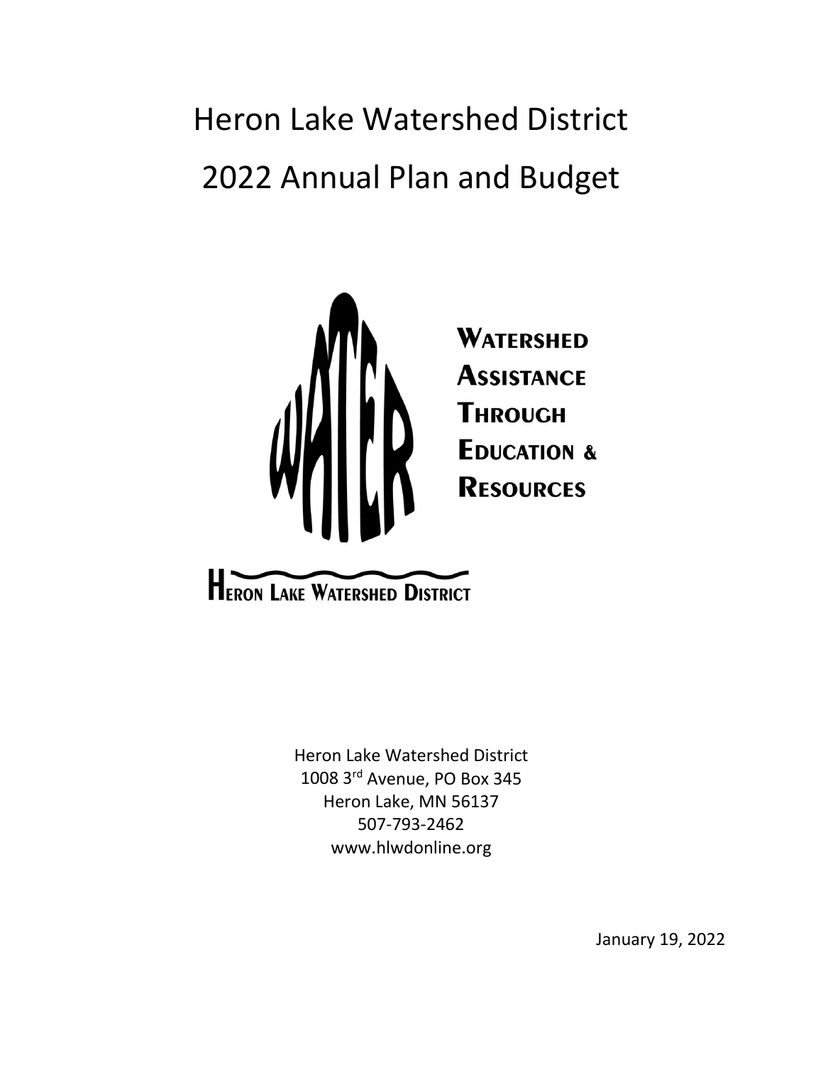# Heron Lake Watershed District

# 2022 Annual Plan and Budget

**WATERSHED**
**ASSISTANCE**
**THROUGH**
**EDUCATION &**
**RESOURCES**

**HERON LAKE WATERSHED DISTRICT**

Heron Lake Watershed District
1008 3rd Avenue, PO Box 345
Heron Lake, MN 56137
507-793-2462
www.hlwdonline.org

January 19, 2022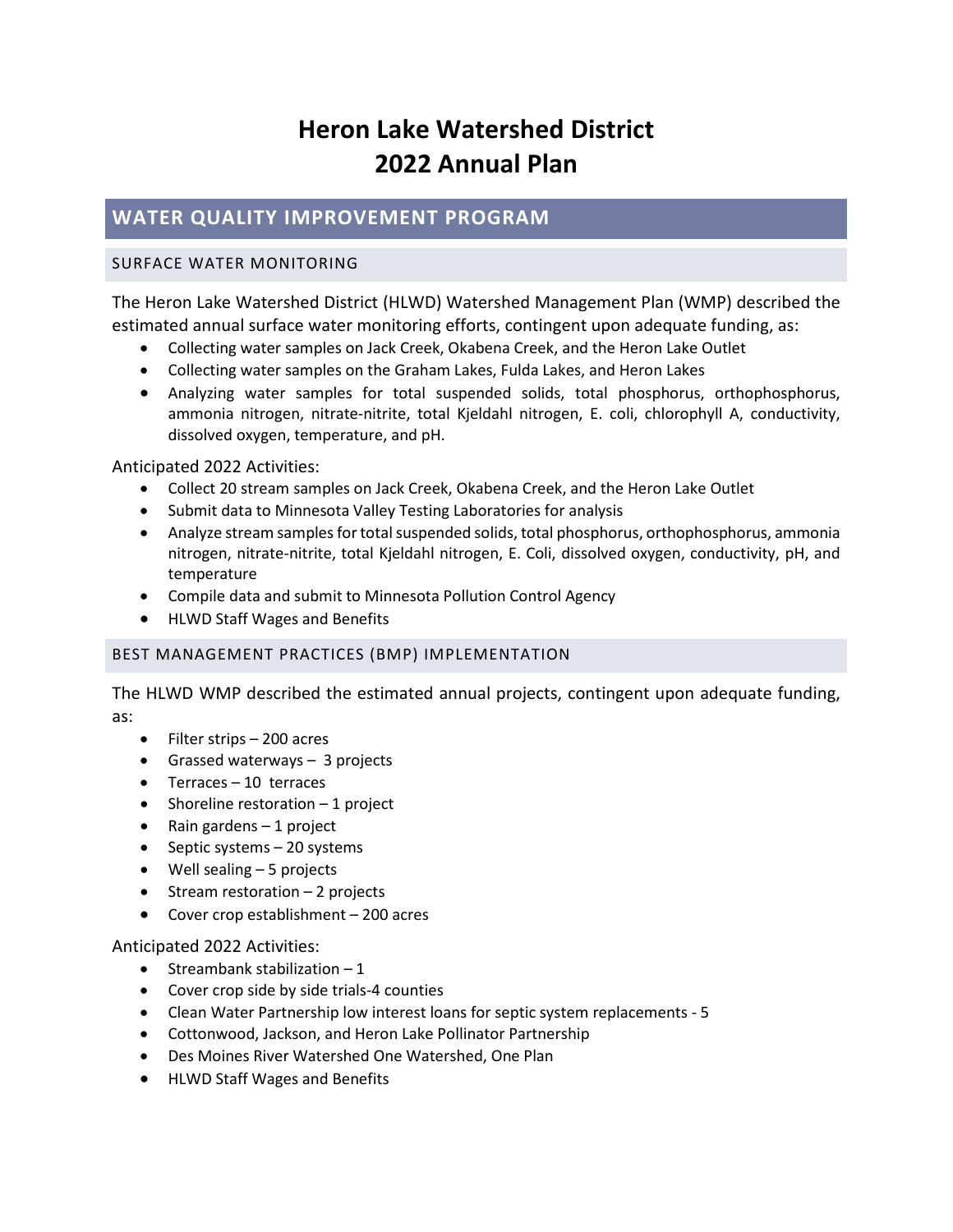# Heron Lake Watershed District 2022 Annual Plan

## WATER QUALITY IMPROVEMENT PROGRAM

### SURFACE WATER MONITORING

The Heron Lake Watershed District (HLWD) Watershed Management Plan (WMP) described the estimated annual surface water monitoring efforts, contingent upon adequate funding, as:

- Collecting water samples on Jack Creek, Okabena Creek, and the Heron Lake Outlet
- Collecting water samples on the Graham Lakes, Fulda Lakes, and Heron Lakes
- Analyzing water samples for total suspended solids, total phosphorus, orthophosphorus, ammonia nitrogen, nitrate-nitrite, total Kjeldahl nitrogen, E. coli, chlorophyll A, conductivity, dissolved oxygen, temperature, and pH.

Anticipated 2022 Activities:

- Collect 20 stream samples on Jack Creek, Okabena Creek, and the Heron Lake Outlet
- Submit data to Minnesota Valley Testing Laboratories for analysis
- Analyze stream samples for total suspended solids, total phosphorus, orthophosphorus, ammonia nitrogen, nitrate-nitrite, total Kjeldahl nitrogen, E. Coli, dissolved oxygen, conductivity, pH, and temperature
- Compile data and submit to Minnesota Pollution Control Agency
- HLWD Staff Wages and Benefits

### BEST MANAGEMENT PRACTICES (BMP) IMPLEMENTATION

The HLWD WMP described the estimated annual projects, contingent upon adequate funding, as:

- Filter strips – 200 acres
- Grassed waterways – 3 projects
- Terraces – 10 terraces
- Shoreline restoration – 1 project
- Rain gardens – 1 project
- Septic systems – 20 systems
- Well sealing – 5 projects
- Stream restoration – 2 projects
- Cover crop establishment – 200 acres

Anticipated 2022 Activities:

- Streambank stabilization – 1
- Cover crop side by side trials-4 counties
- Clean Water Partnership low interest loans for septic system replacements - 5
- Cottonwood, Jackson, and Heron Lake Pollinator Partnership
- Des Moines River Watershed One Watershed, One Plan
- HLWD Staff Wages and Benefits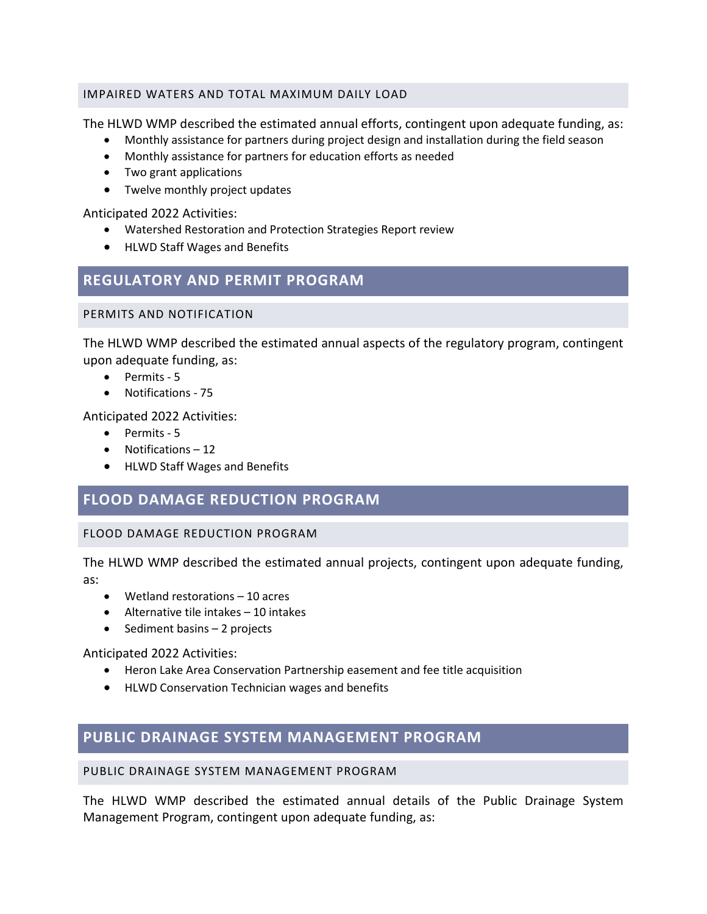### IMPAIRED WATERS AND TOTAL MAXIMUM DAILY LOAD

The HLWD WMP described the estimated annual efforts, contingent upon adequate funding, as:

- Monthly assistance for partners during project design and installation during the field season
- Monthly assistance for partners for education efforts as needed
- Two grant applications
- Twelve monthly project updates

Anticipated 2022 Activities:

- Watershed Restoration and Protection Strategies Report review
- HLWD Staff Wages and Benefits

## REGULATORY AND PERMIT PROGRAM

### PERMITS AND NOTIFICATION

The HLWD WMP described the estimated annual aspects of the regulatory program, contingent upon adequate funding, as:

- Permits - 5
- Notifications - 75

Anticipated 2022 Activities:

- Permits - 5
- Notifications – 12
- HLWD Staff Wages and Benefits

## FLOOD DAMAGE REDUCTION PROGRAM

### FLOOD DAMAGE REDUCTION PROGRAM

The HLWD WMP described the estimated annual projects, contingent upon adequate funding, as:

- Wetland restorations – 10 acres
- Alternative tile intakes – 10 intakes
- Sediment basins – 2 projects

Anticipated 2022 Activities:

- Heron Lake Area Conservation Partnership easement and fee title acquisition
- HLWD Conservation Technician wages and benefits

## PUBLIC DRAINAGE SYSTEM MANAGEMENT PROGRAM

### PUBLIC DRAINAGE SYSTEM MANAGEMENT PROGRAM

The HLWD WMP described the estimated annual details of the Public Drainage System Management Program, contingent upon adequate funding, as: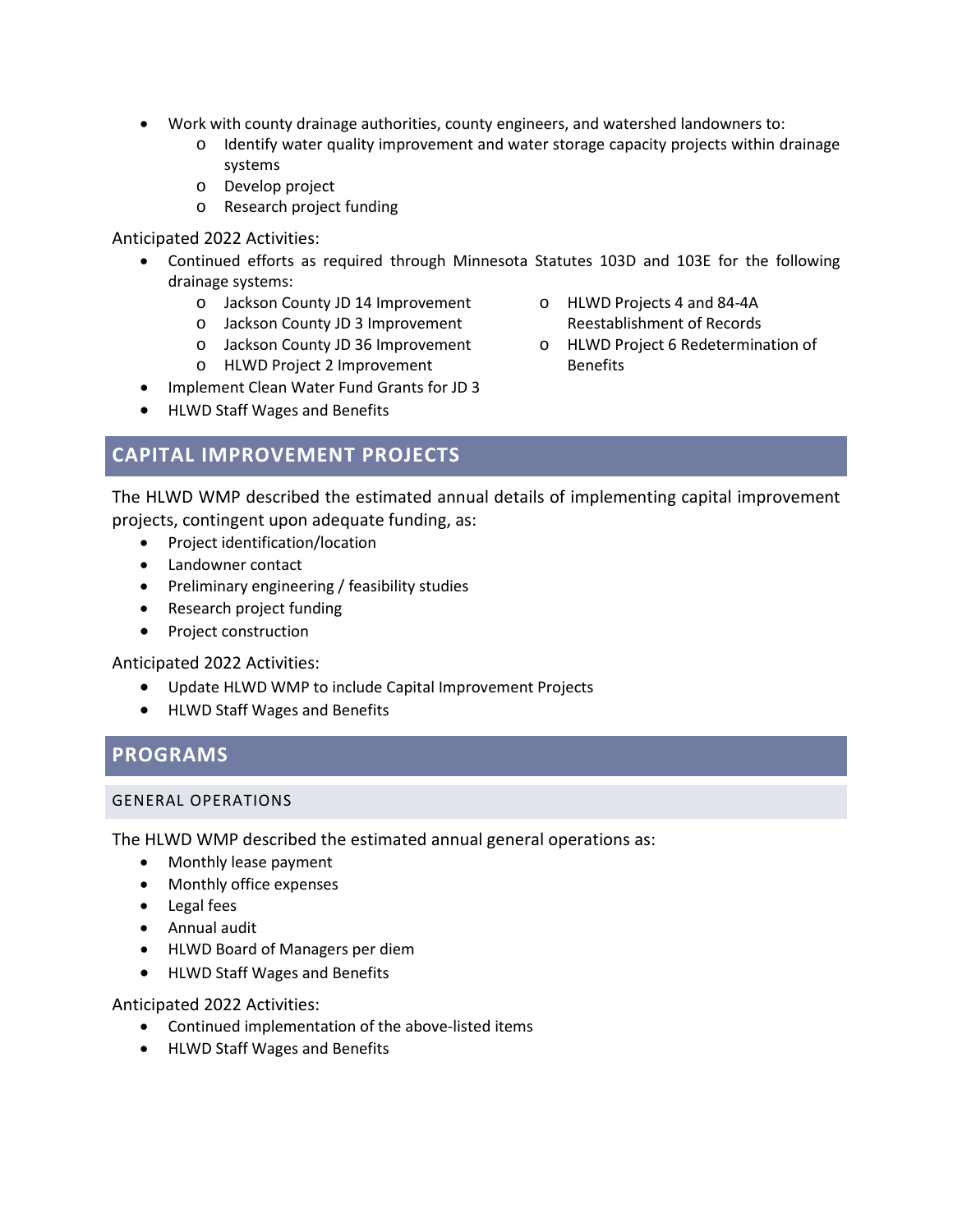- Work with county drainage authorities, county engineers, and watershed landowners to:
  - Identify water quality improvement and water storage capacity projects within drainage systems
  - Develop project
  - Research project funding

Anticipated 2022 Activities:

- Continued efforts as required through Minnesota Statutes 103D and 103E for the following drainage systems:
  - Jackson County JD 14 Improvement
  - Jackson County JD 3 Improvement
  - Jackson County JD 36 Improvement
  - HLWD Project 2 Improvement
  - HLWD Projects 4 and 84-4A Reestablishment of Records
  - HLWD Project 6 Redetermination of Benefits
- Implement Clean Water Fund Grants for JD 3
- HLWD Staff Wages and Benefits

## CAPITAL IMPROVEMENT PROJECTS

The HLWD WMP described the estimated annual details of implementing capital improvement projects, contingent upon adequate funding, as:

- Project identification/location
- Landowner contact
- Preliminary engineering / feasibility studies
- Research project funding
- Project construction

Anticipated 2022 Activities:

- Update HLWD WMP to include Capital Improvement Projects
- HLWD Staff Wages and Benefits

## PROGRAMS

### GENERAL OPERATIONS

The HLWD WMP described the estimated annual general operations as:

- Monthly lease payment
- Monthly office expenses
- Legal fees
- Annual audit
- HLWD Board of Managers per diem
- HLWD Staff Wages and Benefits

Anticipated 2022 Activities:

- Continued implementation of the above-listed items
- HLWD Staff Wages and Benefits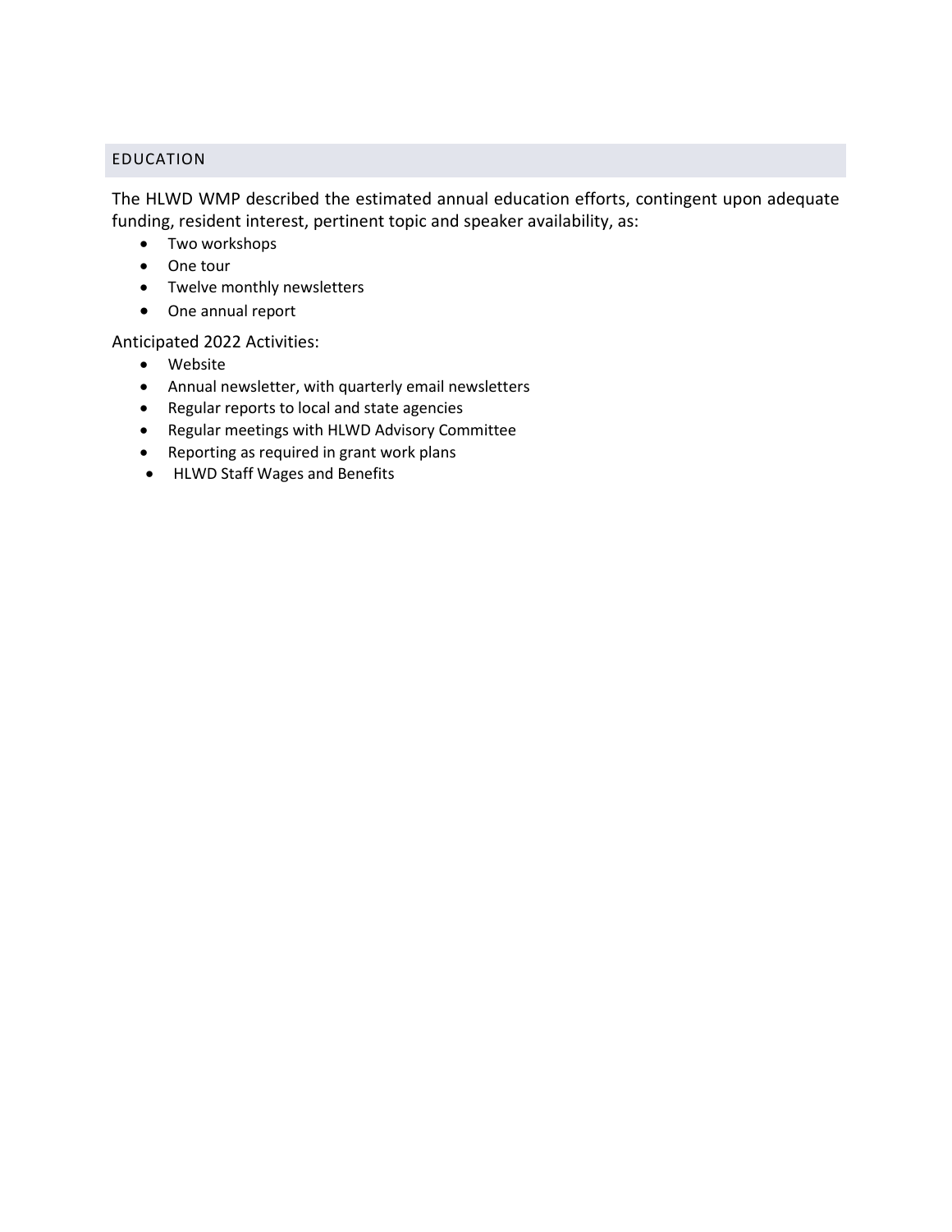## EDUCATION

The HLWD WMP described the estimated annual education efforts, contingent upon adequate funding, resident interest, pertinent topic and speaker availability, as:

- Two workshops
- One tour
- Twelve monthly newsletters
- One annual report

Anticipated 2022 Activities:

- Website
- Annual newsletter, with quarterly email newsletters
- Regular reports to local and state agencies
- Regular meetings with HLWD Advisory Committee
- Reporting as required in grant work plans
- HLWD Staff Wages and Benefits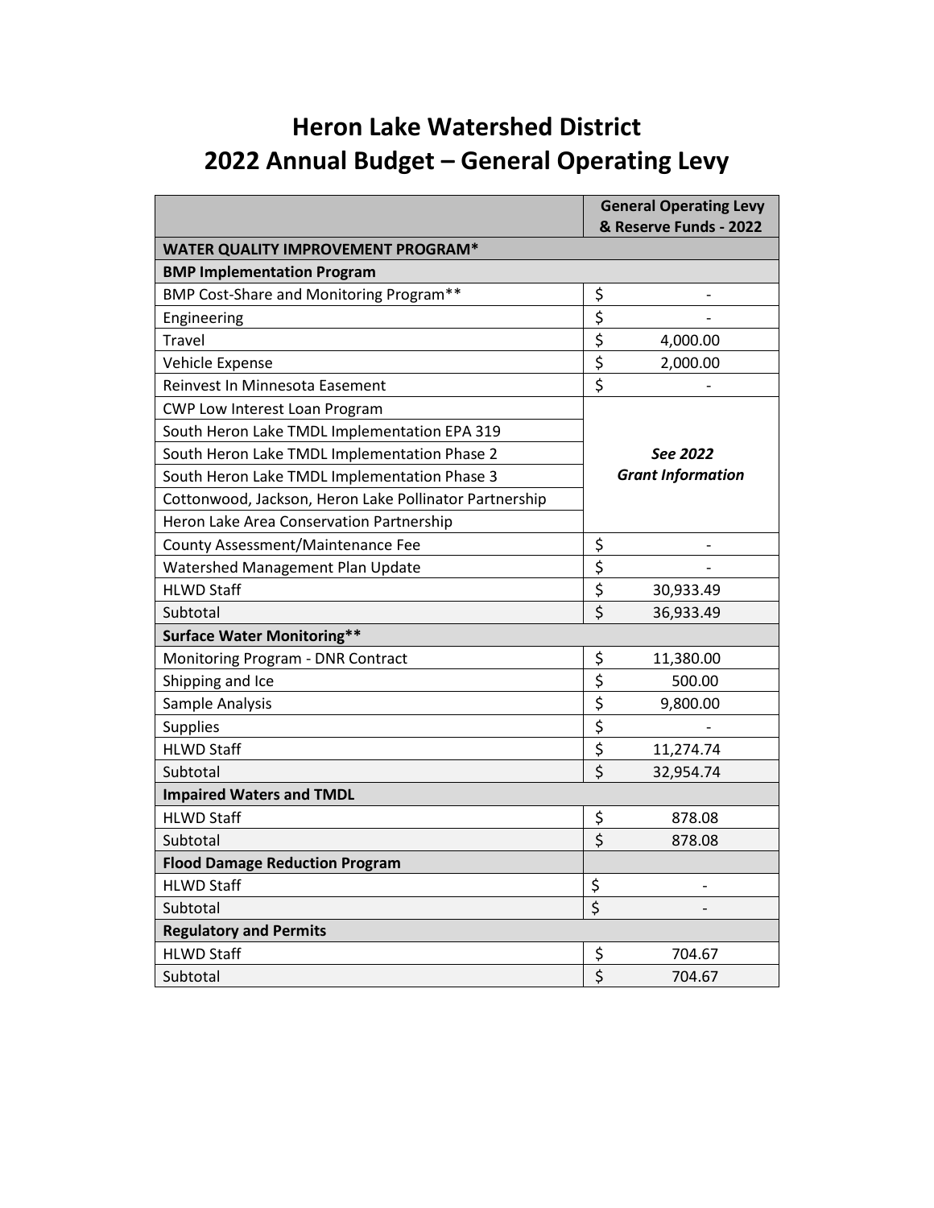# Heron Lake Watershed District
# 2022 Annual Budget – General Operating Levy

| | General Operating Levy & Reserve Funds - 2022 |
|---|---|
| **WATER QUALITY IMPROVEMENT PROGRAM*** | |
| **BMP Implementation Program** | |
| BMP Cost-Share and Monitoring Program** | $ - |
| Engineering | $ - |
| Travel | $ 4,000.00 |
| Vehicle Expense | $ 2,000.00 |
| Reinvest In Minnesota Easement | $ - |
| CWP Low Interest Loan Program | ***See 2022 Grant Information*** |
| South Heron Lake TMDL Implementation EPA 319 | |
| South Heron Lake TMDL Implementation Phase 2 | |
| South Heron Lake TMDL Implementation Phase 3 | |
| Cottonwood, Jackson, Heron Lake Pollinator Partnership | |
| Heron Lake Area Conservation Partnership | |
| County Assessment/Maintenance Fee | $ - |
| Watershed Management Plan Update | $ - |
| HLWD Staff | $ 30,933.49 |
| Subtotal | $ 36,933.49 |
| **Surface Water Monitoring**** | |
| Monitoring Program - DNR Contract | $ 11,380.00 |
| Shipping and Ice | $ 500.00 |
| Sample Analysis | $ 9,800.00 |
| Supplies | $ - |
| HLWD Staff | $ 11,274.74 |
| Subtotal | $ 32,954.74 |
| **Impaired Waters and TMDL** | |
| HLWD Staff | $ 878.08 |
| Subtotal | $ 878.08 |
| **Flood Damage Reduction Program** | |
| HLWD Staff | $ - |
| Subtotal | $ - |
| **Regulatory and Permits** | |
| HLWD Staff | $ 704.67 |
| Subtotal | $ 704.67 |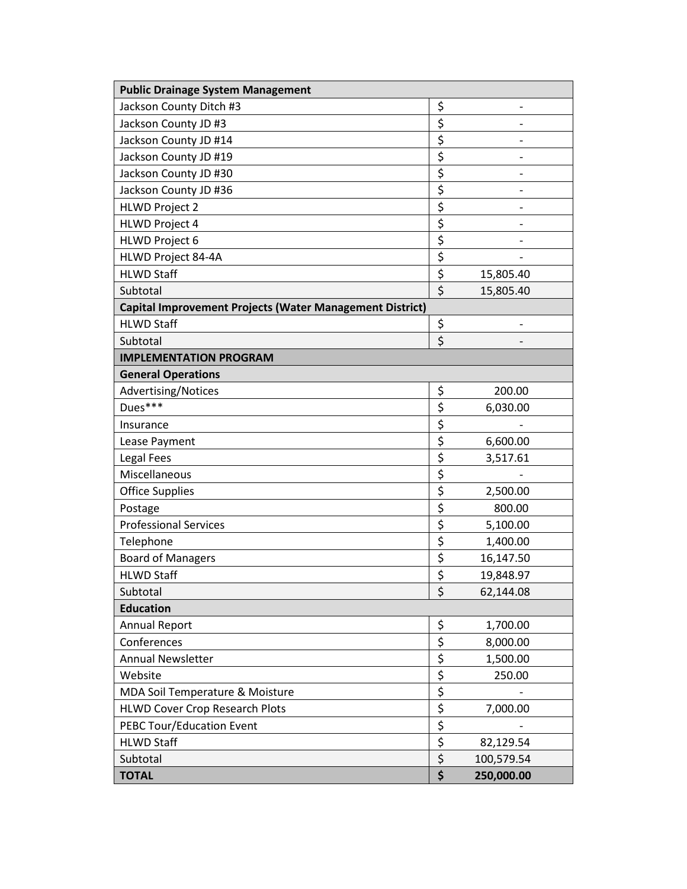| **Public Drainage System Management** | |
|---|---|
| Jackson County Ditch #3 | $ - |
| Jackson County JD #3 | $ - |
| Jackson County JD #14 | $ - |
| Jackson County JD #19 | $ - |
| Jackson County JD #30 | $ - |
| Jackson County JD #36 | $ - |
| HLWD Project 2 | $ - |
| HLWD Project 4 | $ - |
| HLWD Project 6 | $ - |
| HLWD Project 84-4A | $ - |
| HLWD Staff | $ 15,805.40 |
| Subtotal | $ 15,805.40 |
| **Capital Improvement Projects (Water Management District)** | |
| HLWD Staff | $ - |
| Subtotal | $ - |
| **IMPLEMENTATION PROGRAM** | |
| **General Operations** | |
| Advertising/Notices | $ 200.00 |
| Dues*** | $ 6,030.00 |
| Insurance | $ - |
| Lease Payment | $ 6,600.00 |
| Legal Fees | $ 3,517.61 |
| Miscellaneous | $ - |
| Office Supplies | $ 2,500.00 |
| Postage | $ 800.00 |
| Professional Services | $ 5,100.00 |
| Telephone | $ 1,400.00 |
| Board of Managers | $ 16,147.50 |
| HLWD Staff | $ 19,848.97 |
| Subtotal | $ 62,144.08 |
| **Education** | |
| Annual Report | $ 1,700.00 |
| Conferences | $ 8,000.00 |
| Annual Newsletter | $ 1,500.00 |
| Website | $ 250.00 |
| MDA Soil Temperature & Moisture | $ - |
| HLWD Cover Crop Research Plots | $ 7,000.00 |
| PEBC Tour/Education Event | $ - |
| HLWD Staff | $ 82,129.54 |
| Subtotal | $ 100,579.54 |
| **TOTAL** | **$ 250,000.00** |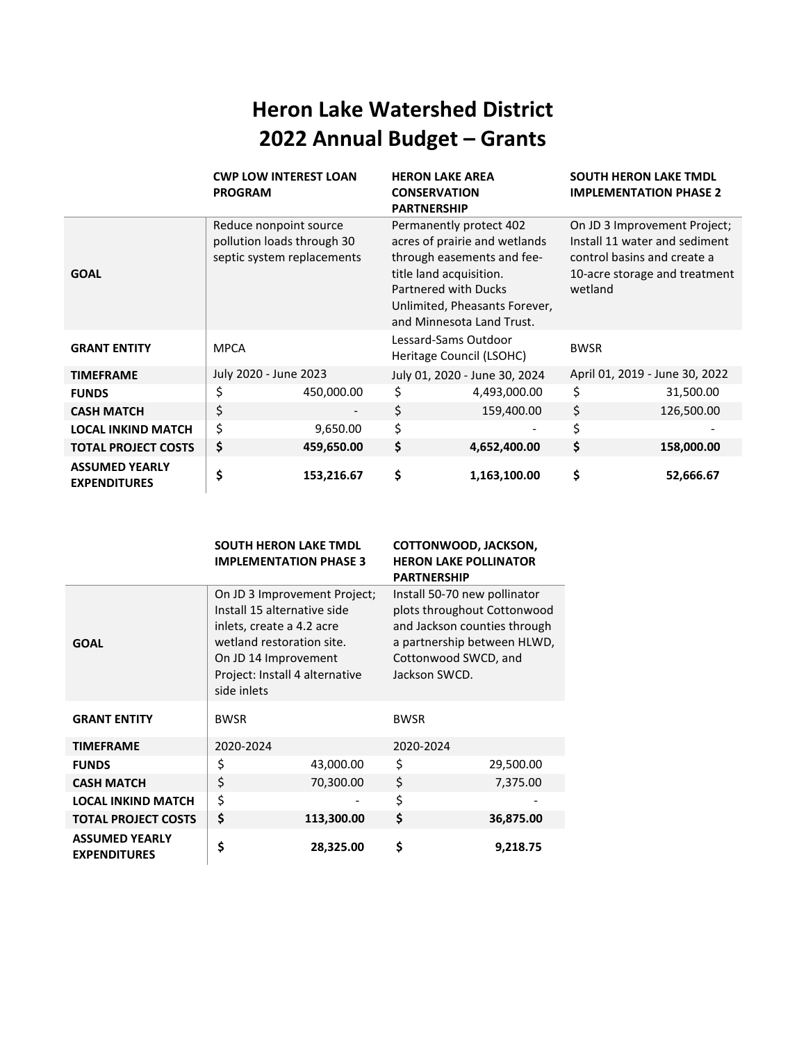# Heron Lake Watershed District 2022 Annual Budget – Grants

| | CWP LOW INTEREST LOAN PROGRAM | HERON LAKE AREA CONSERVATION PARTNERSHIP | SOUTH HERON LAKE TMDL IMPLEMENTATION PHASE 2 |
|---|---|---|---|
| **GOAL** | Reduce nonpoint source pollution loads through 30 septic system replacements | Permanently protect 402 acres of prairie and wetlands through easements and fee-title land acquisition. Partnered with Ducks Unlimited, Pheasants Forever, and Minnesota Land Trust. | On JD 3 Improvement Project; Install 11 water and sediment control basins and create a 10-acre storage and treatment wetland |
| **GRANT ENTITY** | MPCA | Lessard-Sams Outdoor Heritage Council (LSOHC) | BWSR |
| **TIMEFRAME** | July 2020 - June 2023 | July 01, 2020 - June 30, 2024 | April 01, 2019 - June 30, 2022 |
| **FUNDS** | $ 450,000.00 | $ 4,493,000.00 | $ 31,500.00 |
| **CASH MATCH** | $ - | $ 159,400.00 | $ 126,500.00 |
| **LOCAL INKIND MATCH** | $ 9,650.00 | $ - | $ - |
| **TOTAL PROJECT COSTS** | **$ 459,650.00** | **$ 4,652,400.00** | **$ 158,000.00** |
| **ASSUMED YEARLY EXPENDITURES** | **$ 153,216.67** | **$ 1,163,100.00** | **$ 52,666.67** |

| | SOUTH HERON LAKE TMDL IMPLEMENTATION PHASE 3 | COTTONWOOD, JACKSON, HERON LAKE POLLINATOR PARTNERSHIP |
|---|---|---|
| **GOAL** | On JD 3 Improvement Project; Install 15 alternative side inlets, create a 4.2 acre wetland restoration site. On JD 14 Improvement Project: Install 4 alternative side inlets | Install 50-70 new pollinator plots throughout Cottonwood and Jackson counties through a partnership between HLWD, Cottonwood SWCD, and Jackson SWCD. |
| **GRANT ENTITY** | BWSR | BWSR |
| **TIMEFRAME** | 2020-2024 | 2020-2024 |
| **FUNDS** | $ 43,000.00 | $ 29,500.00 |
| **CASH MATCH** | $ 70,300.00 | $ 7,375.00 |
| **LOCAL INKIND MATCH** | $ - | $ - |
| **TOTAL PROJECT COSTS** | **$ 113,300.00** | **$ 36,875.00** |
| **ASSUMED YEARLY EXPENDITURES** | **$ 28,325.00** | **$ 9,218.75** |